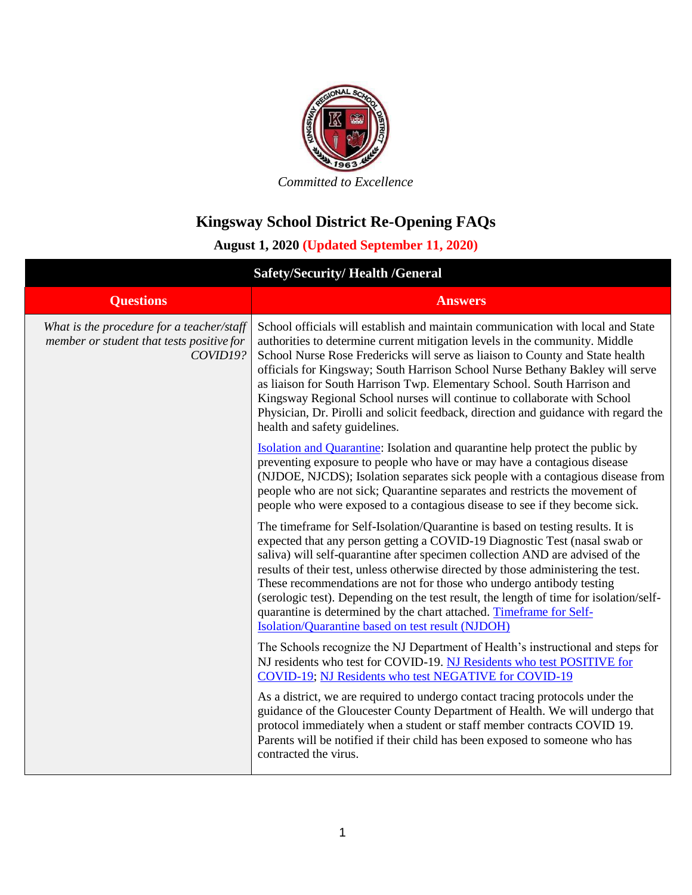*Committed to Excellence*

# Kingsway School District Re-Opening FAQs

**August 1, 2020 (Updated September 11, 2020)**

| Safety/Security/ Health /General | |
|---|---|
| **Questions** | **Answers** |
| *What is the procedure for a teacher/staff member or student that tests positive for COVID19?* | School officials will establish and maintain communication with local and State authorities to determine current mitigation levels in the community. Middle School Nurse Rose Fredericks will serve as liaison to County and State health officials for Kingsway; South Harrison School Nurse Bethany Bakley will serve as liaison for South Harrison Twp. Elementary School. South Harrison and Kingsway Regional School nurses will continue to collaborate with School Physician, Dr. Pirolli and solicit feedback, direction and guidance with regard the health and safety guidelines.<br><br>Isolation and Quarantine: Isolation and quarantine help protect the public by preventing exposure to people who have or may have a contagious disease (NJDOE, NJCDS); Isolation separates sick people with a contagious disease from people who are not sick; Quarantine separates and restricts the movement of people who were exposed to a contagious disease to see if they become sick.<br><br>The timeframe for Self-Isolation/Quarantine is based on testing results. It is expected that any person getting a COVID-19 Diagnostic Test (nasal swab or saliva) will self-quarantine after specimen collection AND are advised of the results of their test, unless otherwise directed by those administering the test. These recommendations are not for those who undergo antibody testing (serologic test). Depending on the test result, the length of time for isolation/self-quarantine is determined by the chart attached. Timeframe for Self-Isolation/Quarantine based on test result (NJDOH)<br><br>The Schools recognize the NJ Department of Health's instructional and steps for NJ residents who test for COVID-19. NJ Residents who test POSITIVE for COVID-19; NJ Residents who test NEGATIVE for COVID-19<br><br>As a district, we are required to undergo contact tracing protocols under the guidance of the Gloucester County Department of Health. We will undergo that protocol immediately when a student or staff member contracts COVID 19. Parents will be notified if their child has been exposed to someone who has contracted the virus. |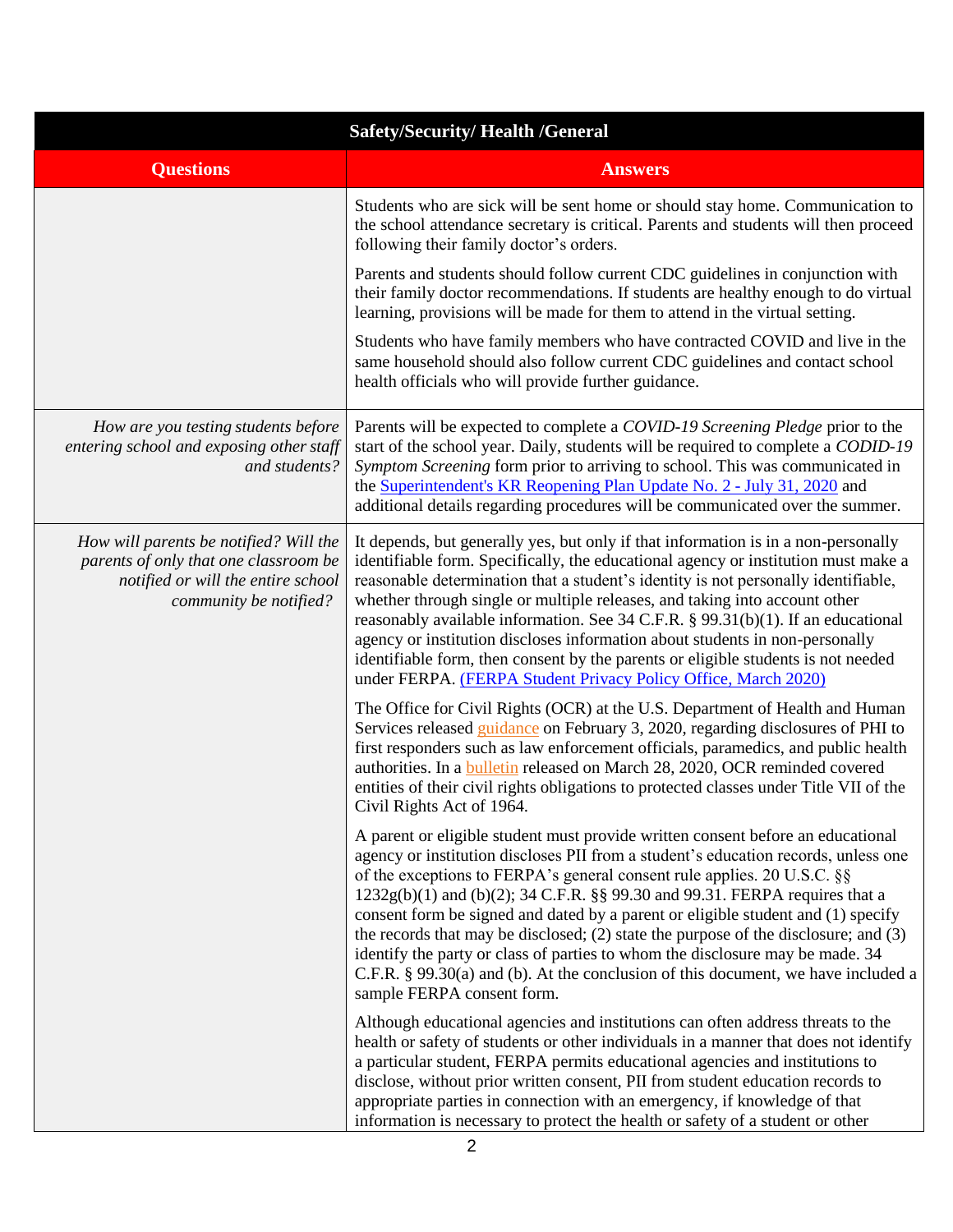| Safety/Security/ Health /General | |
|---|---|
| **Questions** | **Answers** |
| | Students who are sick will be sent home or should stay home. Communication to the school attendance secretary is critical. Parents and students will then proceed following their family doctor's orders.<br><br>Parents and students should follow current CDC guidelines in conjunction with their family doctor recommendations. If students are healthy enough to do virtual learning, provisions will be made for them to attend in the virtual setting.<br><br>Students who have family members who have contracted COVID and live in the same household should also follow current CDC guidelines and contact school health officials who will provide further guidance. |
| *How are you testing students before entering school and exposing other staff and students?* | Parents will be expected to complete a *COVID-19 Screening Pledge* prior to the start of the school year. Daily, students will be required to complete a *CODID-19 Symptom Screening* form prior to arriving to school. This was communicated in the Superintendent's KR Reopening Plan Update No. 2 - July 31, 2020 and additional details regarding procedures will be communicated over the summer. |
| *How will parents be notified? Will the parents of only that one classroom be notified or will the entire school community be notified?* | It depends, but generally yes, but only if that information is in a non-personally identifiable form. Specifically, the educational agency or institution must make a reasonable determination that a student's identity is not personally identifiable, whether through single or multiple releases, and taking into account other reasonably available information. See 34 C.F.R. § 99.31(b)(1). If an educational agency or institution discloses information about students in non-personally identifiable form, then consent by the parents or eligible students is not needed under FERPA. (FERPA Student Privacy Policy Office, March 2020)<br><br>The Office for Civil Rights (OCR) at the U.S. Department of Health and Human Services released guidance on February 3, 2020, regarding disclosures of PHI to first responders such as law enforcement officials, paramedics, and public health authorities. In a bulletin released on March 28, 2020, OCR reminded covered entities of their civil rights obligations to protected classes under Title VII of the Civil Rights Act of 1964.<br><br>A parent or eligible student must provide written consent before an educational agency or institution discloses PII from a student's education records, unless one of the exceptions to FERPA's general consent rule applies. 20 U.S.C. §§ 1232g(b)(1) and (b)(2); 34 C.F.R. §§ 99.30 and 99.31. FERPA requires that a consent form be signed and dated by a parent or eligible student and (1) specify the records that may be disclosed; (2) state the purpose of the disclosure; and (3) identify the party or class of parties to whom the disclosure may be made. 34 C.F.R. § 99.30(a) and (b). At the conclusion of this document, we have included a sample FERPA consent form.<br><br>Although educational agencies and institutions can often address threats to the health or safety of students or other individuals in a manner that does not identify a particular student, FERPA permits educational agencies and institutions to disclose, without prior written consent, PII from student education records to appropriate parties in connection with an emergency, if knowledge of that information is necessary to protect the health or safety of a student or other |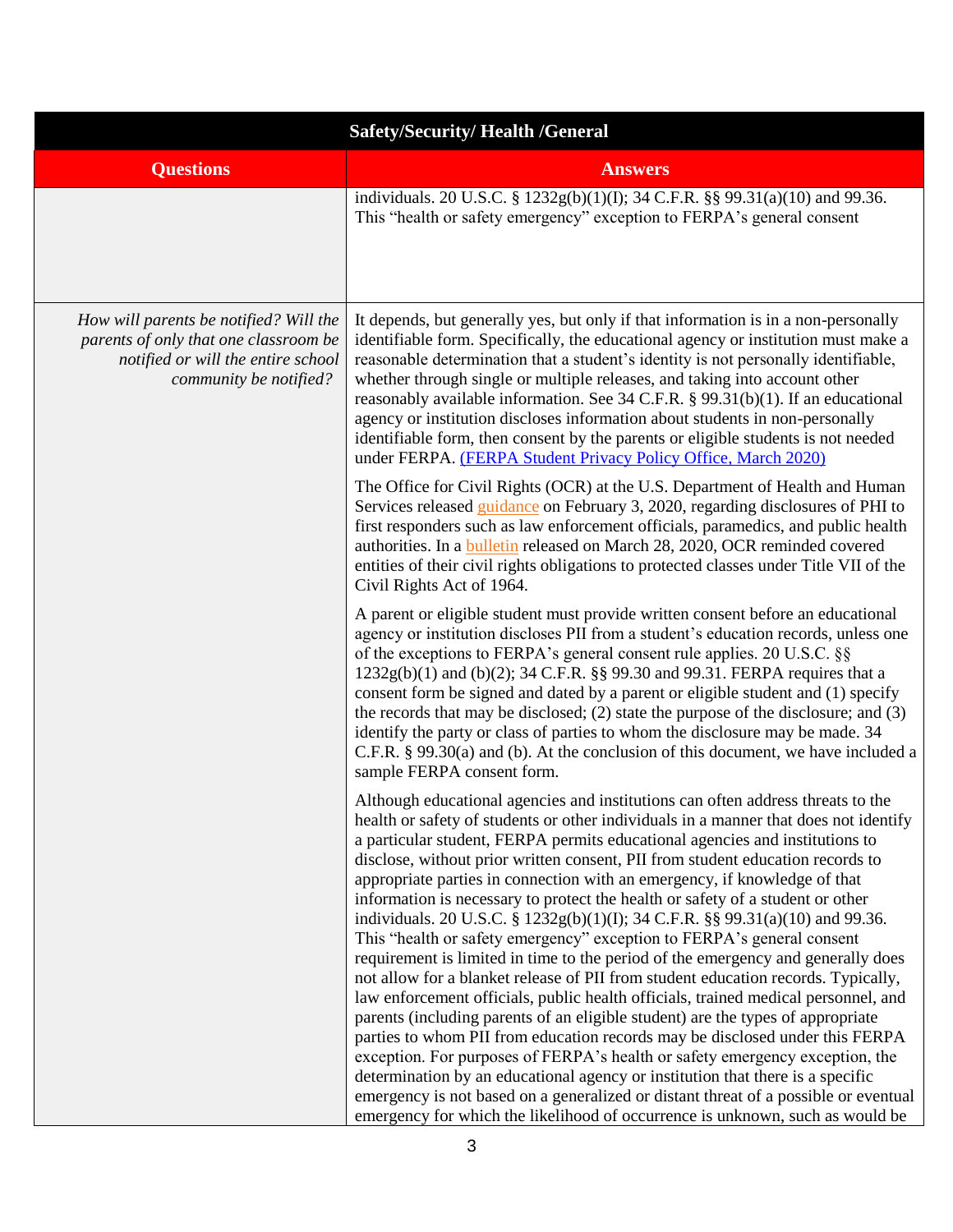| Safety/Security/ Health /General | |
|---|---|
| **Questions** | **Answers** |
| | individuals. 20 U.S.C. § 1232g(b)(1)(I); 34 C.F.R. §§ 99.31(a)(10) and 99.36. This "health or safety emergency" exception to FERPA's general consent |
| *How will parents be notified? Will the parents of only that one classroom be notified or will the entire school community be notified?* | It depends, but generally yes, but only if that information is in a non-personally identifiable form. Specifically, the educational agency or institution must make a reasonable determination that a student's identity is not personally identifiable, whether through single or multiple releases, and taking into account other reasonably available information. See 34 C.F.R. § 99.31(b)(1). If an educational agency or institution discloses information about students in non-personally identifiable form, then consent by the parents or eligible students is not needed under FERPA. (FERPA Student Privacy Policy Office, March 2020)<br><br>The Office for Civil Rights (OCR) at the U.S. Department of Health and Human Services released guidance on February 3, 2020, regarding disclosures of PHI to first responders such as law enforcement officials, paramedics, and public health authorities. In a bulletin released on March 28, 2020, OCR reminded covered entities of their civil rights obligations to protected classes under Title VII of the Civil Rights Act of 1964.<br><br>A parent or eligible student must provide written consent before an educational agency or institution discloses PII from a student's education records, unless one of the exceptions to FERPA's general consent rule applies. 20 U.S.C. §§ 1232g(b)(1) and (b)(2); 34 C.F.R. §§ 99.30 and 99.31. FERPA requires that a consent form be signed and dated by a parent or eligible student and (1) specify the records that may be disclosed; (2) state the purpose of the disclosure; and (3) identify the party or class of parties to whom the disclosure may be made. 34 C.F.R. § 99.30(a) and (b). At the conclusion of this document, we have included a sample FERPA consent form.<br><br>Although educational agencies and institutions can often address threats to the health or safety of students or other individuals in a manner that does not identify a particular student, FERPA permits educational agencies and institutions to disclose, without prior written consent, PII from student education records to appropriate parties in connection with an emergency, if knowledge of that information is necessary to protect the health or safety of a student or other individuals. 20 U.S.C. § 1232g(b)(1)(I); 34 C.F.R. §§ 99.31(a)(10) and 99.36. This "health or safety emergency" exception to FERPA's general consent requirement is limited in time to the period of the emergency and generally does not allow for a blanket release of PII from student education records. Typically, law enforcement officials, public health officials, trained medical personnel, and parents (including parents of an eligible student) are the types of appropriate parties to whom PII from education records may be disclosed under this FERPA exception. For purposes of FERPA's health or safety emergency exception, the determination by an educational agency or institution that there is a specific emergency is not based on a generalized or distant threat of a possible or eventual emergency for which the likelihood of occurrence is unknown, such as would be |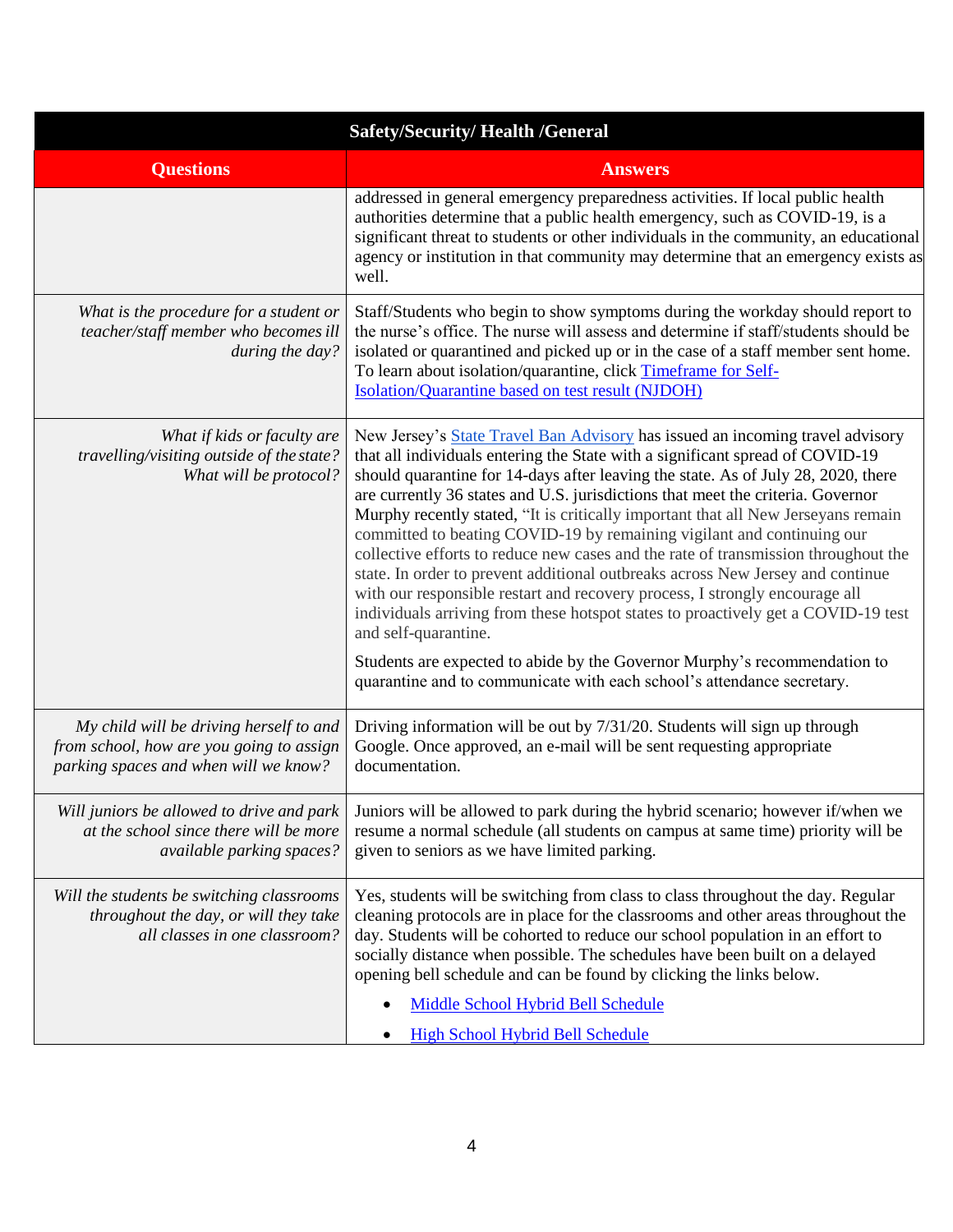| Safety/Security/ Health /General | |
|---|---|
| **Questions** | **Answers** |
| | addressed in general emergency preparedness activities. If local public health authorities determine that a public health emergency, such as COVID-19, is a significant threat to students or other individuals in the community, an educational agency or institution in that community may determine that an emergency exists as well. |
| *What is the procedure for a student or teacher/staff member who becomes ill during the day?* | Staff/Students who begin to show symptoms during the workday should report to the nurse's office. The nurse will assess and determine if staff/students should be isolated or quarantined and picked up or in the case of a staff member sent home. To learn about isolation/quarantine, click [Timeframe for Self-Isolation/Quarantine based on test result (NJDOH)]() |
| *What if kids or faculty are travelling/visiting outside of the state? What will be protocol?* | New Jersey's [State Travel Ban Advisory]() has issued an incoming travel advisory that all individuals entering the State with a significant spread of COVID-19 should quarantine for 14-days after leaving the state. As of July 28, 2020, there are currently 36 states and U.S. jurisdictions that meet the criteria. Governor Murphy recently stated, "It is critically important that all New Jerseyans remain committed to beating COVID-19 by remaining vigilant and continuing our collective efforts to reduce new cases and the rate of transmission throughout the state. In order to prevent additional outbreaks across New Jersey and continue with our responsible restart and recovery process, I strongly encourage all individuals arriving from these hotspot states to proactively get a COVID-19 test and self-quarantine.<br><br>Students are expected to abide by the Governor Murphy's recommendation to quarantine and to communicate with each school's attendance secretary. |
| *My child will be driving herself to and from school, how are you going to assign parking spaces and when will we know?* | Driving information will be out by 7/31/20. Students will sign up through Google. Once approved, an e-mail will be sent requesting appropriate documentation. |
| *Will juniors be allowed to drive and park at the school since there will be more available parking spaces?* | Juniors will be allowed to park during the hybrid scenario; however if/when we resume a normal schedule (all students on campus at same time) priority will be given to seniors as we have limited parking. |
| *Will the students be switching classrooms throughout the day, or will they take all classes in one classroom?* | Yes, students will be switching from class to class throughout the day. Regular cleaning protocols are in place for the classrooms and other areas throughout the day. Students will be cohorted to reduce our school population in an effort to socially distance when possible. The schedules have been built on a delayed opening bell schedule and can be found by clicking the links below.<br>• [Middle School Hybrid Bell Schedule]()<br>• [High School Hybrid Bell Schedule]() |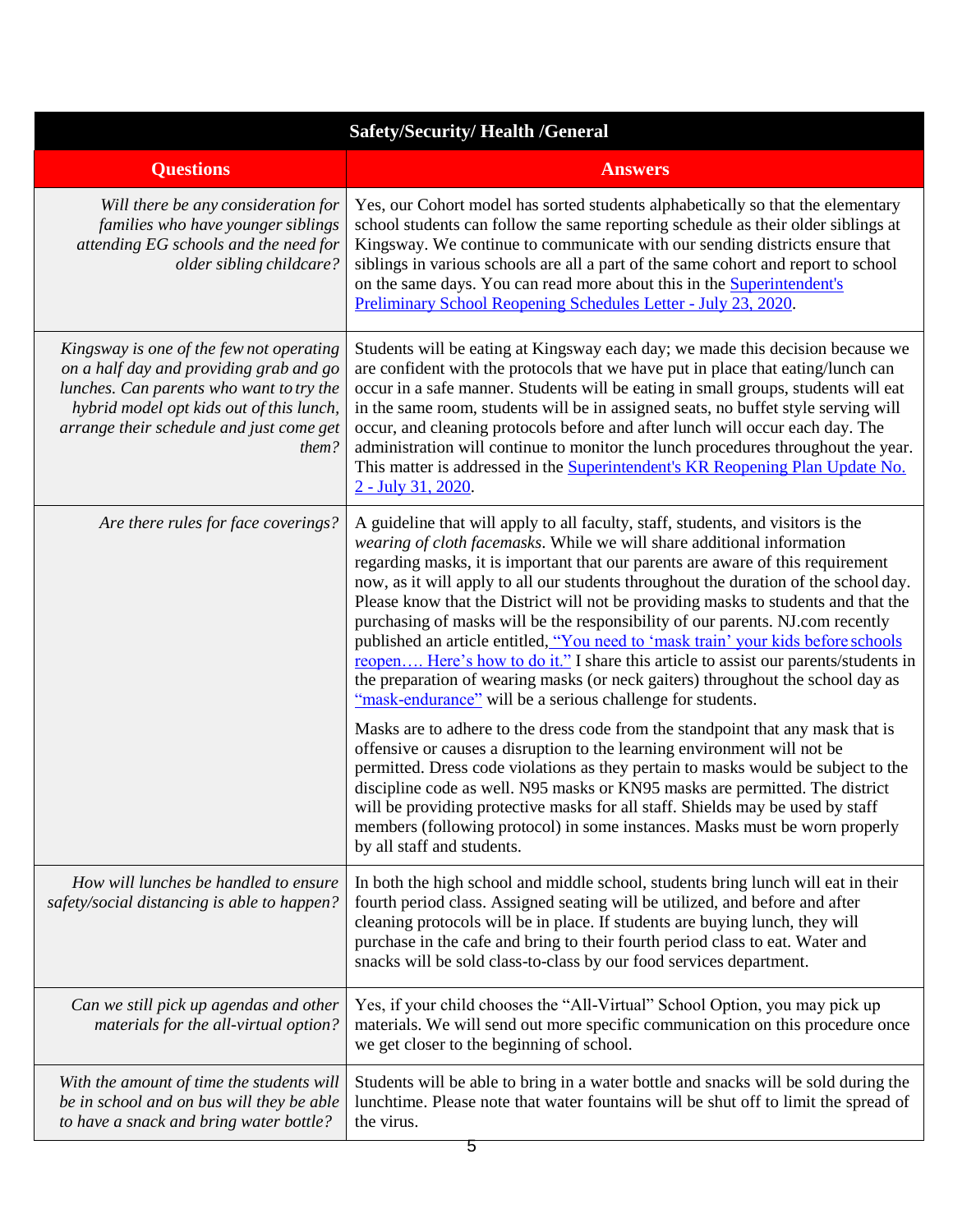| Safety/Security/ Health /General | |
|---|---|
| **Questions** | **Answers** |
| *Will there be any consideration for families who have younger siblings attending EG schools and the need for older sibling childcare?* | Yes, our Cohort model has sorted students alphabetically so that the elementary school students can follow the same reporting schedule as their older siblings at Kingsway. We continue to communicate with our sending districts ensure that siblings in various schools are all a part of the same cohort and report to school on the same days. You can read more about this in the Superintendent's Preliminary School Reopening Schedules Letter - July 23, 2020. |
| *Kingsway is one of the few not operating on a half day and providing grab and go lunches. Can parents who want to try the hybrid model opt kids out of this lunch, arrange their schedule and just come get them?* | Students will be eating at Kingsway each day; we made this decision because we are confident with the protocols that we have put in place that eating/lunch can occur in a safe manner. Students will be eating in small groups, students will eat in the same room, students will be in assigned seats, no buffet style serving will occur, and cleaning protocols before and after lunch will occur each day. The administration will continue to monitor the lunch procedures throughout the year. This matter is addressed in the Superintendent's KR Reopening Plan Update No. 2 - July 31, 2020. |
| *Are there rules for face coverings?* | A guideline that will apply to all faculty, staff, students, and visitors is the *wearing of cloth facemasks*. While we will share additional information regarding masks, it is important that our parents are aware of this requirement now, as it will apply to all our students throughout the duration of the school day. Please know that the District will not be providing masks to students and that the purchasing of masks will be the responsibility of our parents. NJ.com recently published an article entitled, "You need to 'mask train' your kids before schools reopen…. Here's how to do it." I share this article to assist our parents/students in the preparation of wearing masks (or neck gaiters) throughout the school day as "mask-endurance" will be a serious challenge for students.<br><br>Masks are to adhere to the dress code from the standpoint that any mask that is offensive or causes a disruption to the learning environment will not be permitted. Dress code violations as they pertain to masks would be subject to the discipline code as well. N95 masks or KN95 masks are permitted. The district will be providing protective masks for all staff. Shields may be used by staff members (following protocol) in some instances. Masks must be worn properly by all staff and students. |
| *How will lunches be handled to ensure safety/social distancing is able to happen?* | In both the high school and middle school, students bring lunch will eat in their fourth period class. Assigned seating will be utilized, and before and after cleaning protocols will be in place. If students are buying lunch, they will purchase in the cafe and bring to their fourth period class to eat. Water and snacks will be sold class-to-class by our food services department. |
| *Can we still pick up agendas and other materials for the all-virtual option?* | Yes, if your child chooses the "All-Virtual" School Option, you may pick up materials. We will send out more specific communication on this procedure once we get closer to the beginning of school. |
| *With the amount of time the students will be in school and on bus will they be able to have a snack and bring water bottle?* | Students will be able to bring in a water bottle and snacks will be sold during the lunchtime. Please note that water fountains will be shut off to limit the spread of the virus. |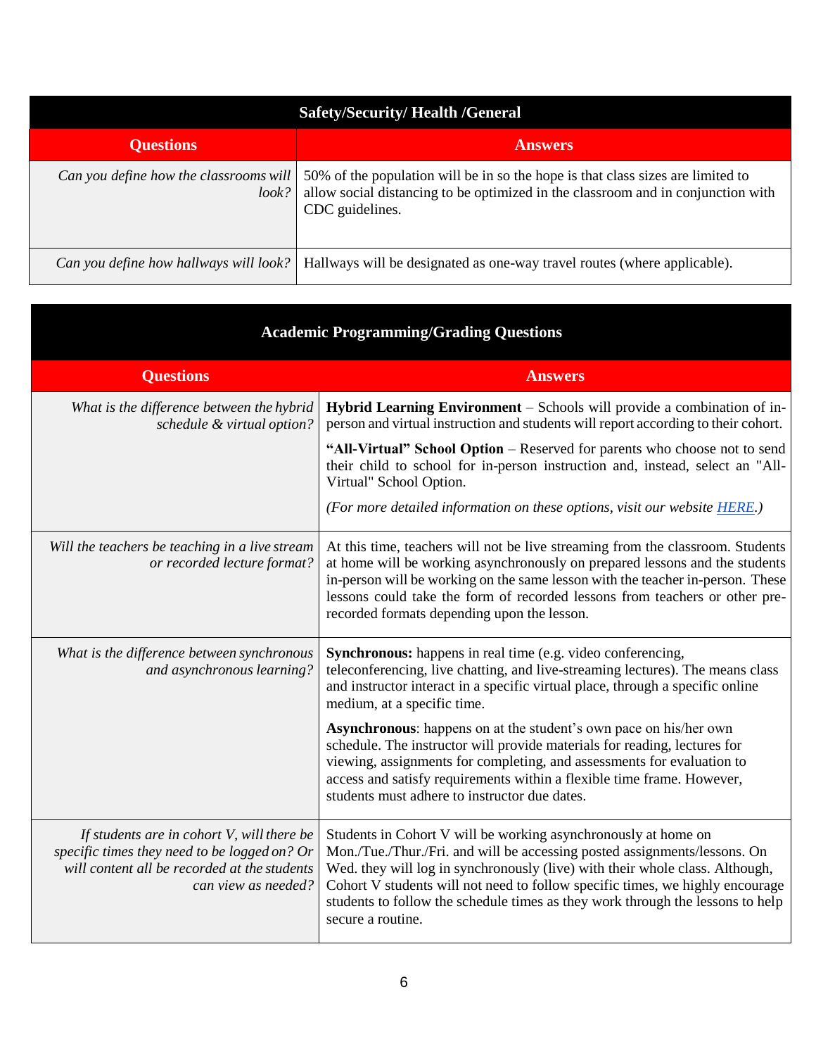| Safety/Security/ Health /General | |
|---|---|
| **Questions** | **Answers** |
| *Can you define how the classrooms will look?* | 50% of the population will be in so the hope is that class sizes are limited to allow social distancing to be optimized in the classroom and in conjunction with CDC guidelines. |
| *Can you define how hallways will look?* | Hallways will be designated as one-way travel routes (where applicable). |

| Academic Programming/Grading Questions | |
|---|---|
| **Questions** | **Answers** |
| *What is the difference between the hybrid schedule & virtual option?* | **Hybrid Learning Environment** – Schools will provide a combination of in-person and virtual instruction and students will report according to their cohort.<br><br>**"All-Virtual" School Option** – Reserved for parents who choose not to send their child to school for in-person instruction and, instead, select an "All-Virtual" School Option.<br><br>*(For more detailed information on these options, visit our website HERE.)* |
| *Will the teachers be teaching in a live stream or recorded lecture format?* | At this time, teachers will not be live streaming from the classroom. Students at home will be working asynchronously on prepared lessons and the students in-person will be working on the same lesson with the teacher in-person. These lessons could take the form of recorded lessons from teachers or other pre-recorded formats depending upon the lesson. |
| *What is the difference between synchronous and asynchronous learning?* | **Synchronous:** happens in real time (e.g. video conferencing, teleconferencing, live chatting, and live-streaming lectures). The means class and instructor interact in a specific virtual place, through a specific online medium, at a specific time.<br><br>**Asynchronous**: happens on at the student's own pace on his/her own schedule. The instructor will provide materials for reading, lectures for viewing, assignments for completing, and assessments for evaluation to access and satisfy requirements within a flexible time frame. However, students must adhere to instructor due dates. |
| *If students are in cohort V, will there be specific times they need to be logged on? Or will content all be recorded at the students can view as needed?* | Students in Cohort V will be working asynchronously at home on Mon./Tue./Thur./Fri. and will be accessing posted assignments/lessons. On Wed. they will log in synchronously (live) with their whole class. Although, Cohort V students will not need to follow specific times, we highly encourage students to follow the schedule times as they work through the lessons to help secure a routine. |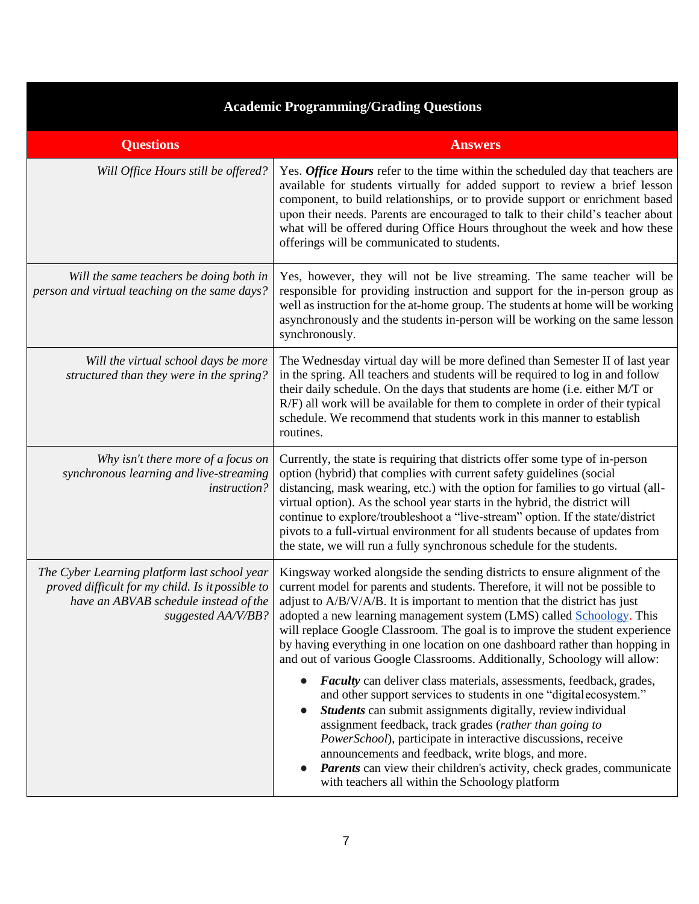| Academic Programming/Grading Questions | |
|---|---|
| **Questions** | **Answers** |
| *Will Office Hours still be offered?* | Yes. ***Office Hours*** refer to the time within the scheduled day that teachers are available for students virtually for added support to review a brief lesson component, to build relationships, or to provide support or enrichment based upon their needs. Parents are encouraged to talk to their child's teacher about what will be offered during Office Hours throughout the week and how these offerings will be communicated to students. |
| *Will the same teachers be doing both in person and virtual teaching on the same days?* | Yes, however, they will not be live streaming. The same teacher will be responsible for providing instruction and support for the in-person group as well as instruction for the at-home group. The students at home will be working asynchronously and the students in-person will be working on the same lesson synchronously. |
| *Will the virtual school days be more structured than they were in the spring?* | The Wednesday virtual day will be more defined than Semester II of last year in the spring. All teachers and students will be required to log in and follow their daily schedule. On the days that students are home (i.e. either M/T or R/F) all work will be available for them to complete in order of their typical schedule. We recommend that students work in this manner to establish routines. |
| *Why isn't there more of a focus on synchronous learning and live-streaming instruction?* | Currently, the state is requiring that districts offer some type of in-person option (hybrid) that complies with current safety guidelines (social distancing, mask wearing, etc.) with the option for families to go virtual (all-virtual option). As the school year starts in the hybrid, the district will continue to explore/troubleshoot a "live-stream" option. If the state/district pivots to a full-virtual environment for all students because of updates from the state, we will run a fully synchronous schedule for the students. |
| *The Cyber Learning platform last school year proved difficult for my child. Is it possible to have an ABVAB schedule instead of the suggested AA/V/BB?* | Kingsway worked alongside the sending districts to ensure alignment of the current model for parents and students. Therefore, it will not be possible to adjust to A/B/V/A/B. It is important to mention that the district has just adopted a new learning management system (LMS) called Schoology. This will replace Google Classroom. The goal is to improve the student experience by having everything in one location on one dashboard rather than hopping in and out of various Google Classrooms. Additionally, Schoology will allow:<br>• ***Faculty*** can deliver class materials, assessments, feedback, grades, and other support services to students in one "digital ecosystem."<br>• ***Students*** can submit assignments digitally, review individual assignment feedback, track grades (*rather than going to PowerSchool*), participate in interactive discussions, receive announcements and feedback, write blogs, and more.<br>• ***Parents*** can view their children's activity, check grades, communicate with teachers all within the Schoology platform |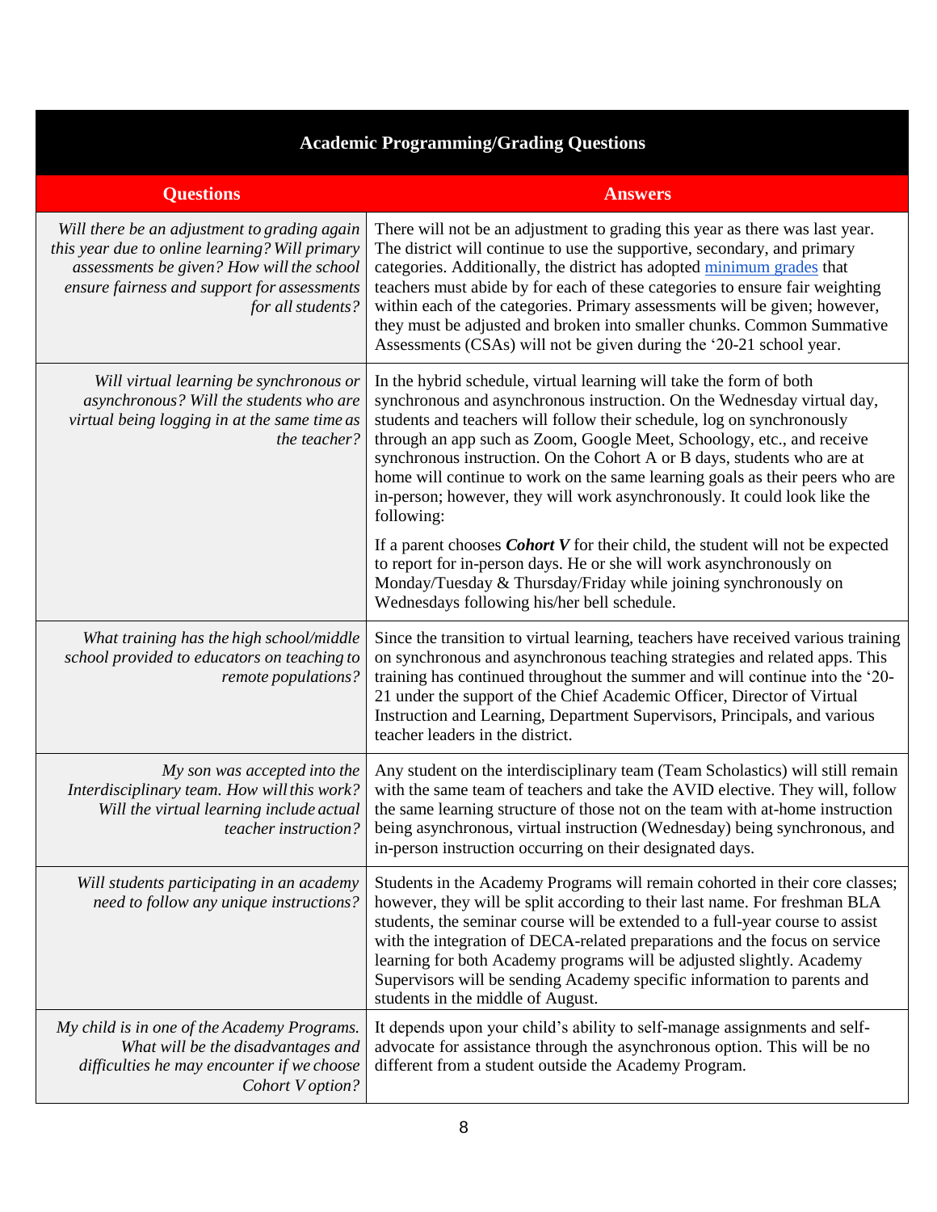| Academic Programming/Grading Questions | |
|---|---|
| **Questions** | **Answers** |
| *Will there be an adjustment to grading again this year due to online learning? Will primary assessments be given? How will the school ensure fairness and support for assessments for all students?* | There will not be an adjustment to grading this year as there was last year. The district will continue to use the supportive, secondary, and primary categories. Additionally, the district has adopted [minimum grades]() that teachers must abide by for each of these categories to ensure fair weighting within each of the categories. Primary assessments will be given; however, they must be adjusted and broken into smaller chunks. Common Summative Assessments (CSAs) will not be given during the '20-21 school year. |
| *Will virtual learning be synchronous or asynchronous? Will the students who are virtual being logging in at the same time as the teacher?* | In the hybrid schedule, virtual learning will take the form of both synchronous and asynchronous instruction. On the Wednesday virtual day, students and teachers will follow their schedule, log on synchronously through an app such as Zoom, Google Meet, Schoology, etc., and receive synchronous instruction. On the Cohort A or B days, students who are at home will continue to work on the same learning goals as their peers who are in-person; however, they will work asynchronously. It could look like the following:<br><br>If a parent chooses ***Cohort V*** for their child, the student will not be expected to report for in-person days. He or she will work asynchronously on Monday/Tuesday & Thursday/Friday while joining synchronously on Wednesdays following his/her bell schedule. |
| *What training has the high school/middle school provided to educators on teaching to remote populations?* | Since the transition to virtual learning, teachers have received various training on synchronous and asynchronous teaching strategies and related apps. This training has continued throughout the summer and will continue into the '20-21 under the support of the Chief Academic Officer, Director of Virtual Instruction and Learning, Department Supervisors, Principals, and various teacher leaders in the district. |
| *My son was accepted into the Interdisciplinary team. How will this work? Will the virtual learning include actual teacher instruction?* | Any student on the interdisciplinary team (Team Scholastics) will still remain with the same team of teachers and take the AVID elective. They will, follow the same learning structure of those not on the team with at-home instruction being asynchronous, virtual instruction (Wednesday) being synchronous, and in-person instruction occurring on their designated days. |
| *Will students participating in an academy need to follow any unique instructions?* | Students in the Academy Programs will remain cohorted in their core classes; however, they will be split according to their last name. For freshman BLA students, the seminar course will be extended to a full-year course to assist with the integration of DECA-related preparations and the focus on service learning for both Academy programs will be adjusted slightly. Academy Supervisors will be sending Academy specific information to parents and students in the middle of August. |
| *My child is in one of the Academy Programs. What will be the disadvantages and difficulties he may encounter if we choose Cohort V option?* | It depends upon your child's ability to self-manage assignments and self-advocate for assistance through the asynchronous option. This will be no different from a student outside the Academy Program. |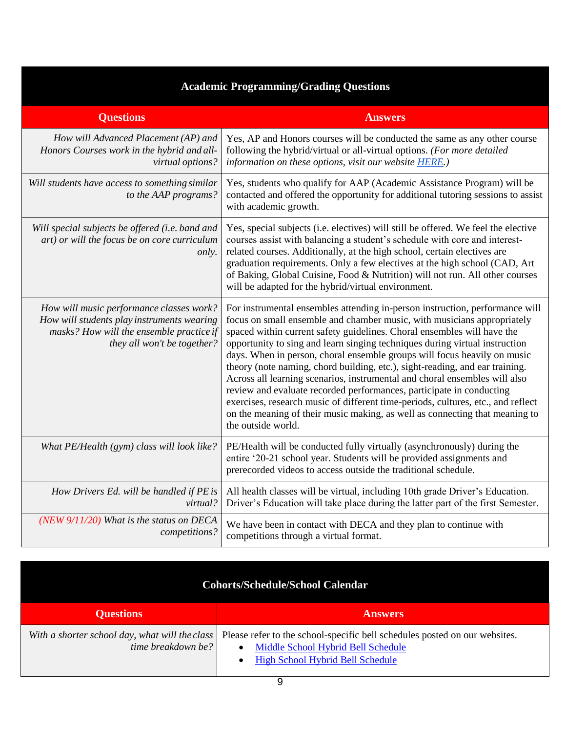## Academic Programming/Grading Questions

| Questions | Answers |
|---|---|
| *How will Advanced Placement (AP) and Honors Courses work in the hybrid and all-virtual options?* | Yes, AP and Honors courses will be conducted the same as any other course following the hybrid/virtual or all-virtual options. *(For more detailed information on these options, visit our website [HERE](#).)* |
| *Will students have access to something similar to the AAP programs?* | Yes, students who qualify for AAP (Academic Assistance Program) will be contacted and offered the opportunity for additional tutoring sessions to assist with academic growth. |
| *Will special subjects be offered (i.e. band and art) or will the focus be on core curriculum only.* | Yes, special subjects (i.e. electives) will still be offered. We feel the elective courses assist with balancing a student's schedule with core and interest-related courses. Additionally, at the high school, certain electives are graduation requirements. Only a few electives at the high school (CAD, Art of Baking, Global Cuisine, Food & Nutrition) will not run. All other courses will be adapted for the hybrid/virtual environment. |
| *How will music performance classes work? How will students play instruments wearing masks? How will the ensemble practice if they all won't be together?* | For instrumental ensembles attending in-person instruction, performance will focus on small ensemble and chamber music, with musicians appropriately spaced within current safety guidelines. Choral ensembles will have the opportunity to sing and learn singing techniques during virtual instruction days. When in person, choral ensemble groups will focus heavily on music theory (note naming, chord building, etc.), sight-reading, and ear training. Across all learning scenarios, instrumental and choral ensembles will also review and evaluate recorded performances, participate in conducting exercises, research music of different time-periods, cultures, etc., and reflect on the meaning of their music making, as well as connecting that meaning to the outside world. |
| *What PE/Health (gym) class will look like?* | PE/Health will be conducted fully virtually (asynchronously) during the entire '20-21 school year. Students will be provided assignments and prerecorded videos to access outside the traditional schedule. |
| *How Drivers Ed. will be handled if PE is virtual?* | All health classes will be virtual, including 10th grade Driver's Education. Driver's Education will take place during the latter part of the first Semester. |
| *(NEW 9/11/20) What is the status on DECA competitions?* | We have been in contact with DECA and they plan to continue with competitions through a virtual format. |

## Cohorts/Schedule/School Calendar

| Questions | Answers |
|---|---|
| *With a shorter school day, what will the class time breakdown be?* | Please refer to the school-specific bell schedules posted on our websites.<br>• [Middle School Hybrid Bell Schedule](#)<br>• [High School Hybrid Bell Schedule](#) |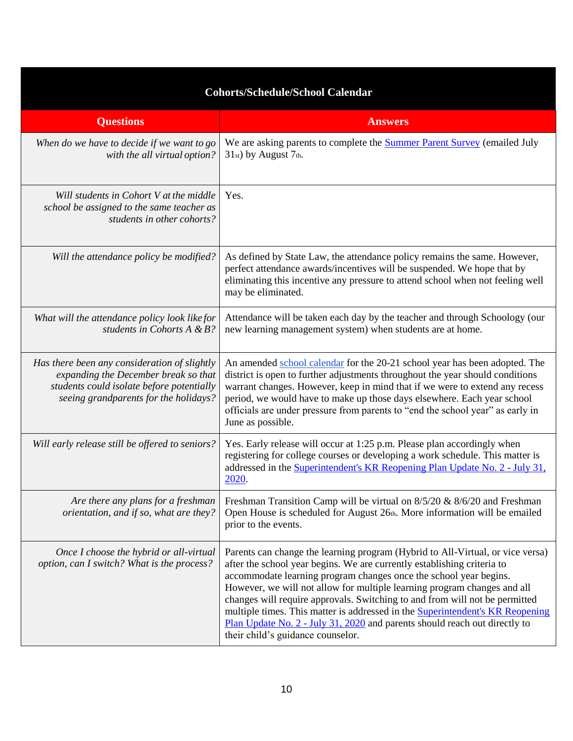## Cohorts/Schedule/School Calendar

| Questions | Answers |
|---|---|
| *When do we have to decide if we want to go with the all virtual option?* | We are asking parents to complete the Summer Parent Survey (emailed July 31st) by August 7th. |
| *Will students in Cohort V at the middle school be assigned to the same teacher as students in other cohorts?* | Yes. |
| *Will the attendance policy be modified?* | As defined by State Law, the attendance policy remains the same. However, perfect attendance awards/incentives will be suspended. We hope that by eliminating this incentive any pressure to attend school when not feeling well may be eliminated. |
| *What will the attendance policy look like for students in Cohorts A & B?* | Attendance will be taken each day by the teacher and through Schoology (our new learning management system) when students are at home. |
| *Has there been any consideration of slightly expanding the December break so that students could isolate before potentially seeing grandparents for the holidays?* | An amended school calendar for the 20-21 school year has been adopted. The district is open to further adjustments throughout the year should conditions warrant changes. However, keep in mind that if we were to extend any recess period, we would have to make up those days elsewhere. Each year school officials are under pressure from parents to "end the school year" as early in June as possible. |
| *Will early release still be offered to seniors?* | Yes. Early release will occur at 1:25 p.m. Please plan accordingly when registering for college courses or developing a work schedule. This matter is addressed in the Superintendent's KR Reopening Plan Update No. 2 - July 31, 2020. |
| *Are there any plans for a freshman orientation, and if so, what are they?* | Freshman Transition Camp will be virtual on 8/5/20 & 8/6/20 and Freshman Open House is scheduled for August 26th. More information will be emailed prior to the events. |
| *Once I choose the hybrid or all-virtual option, can I switch? What is the process?* | Parents can change the learning program (Hybrid to All-Virtual, or vice versa) after the school year begins. We are currently establishing criteria to accommodate learning program changes once the school year begins. However, we will not allow for multiple learning program changes and all changes will require approvals. Switching to and from will not be permitted multiple times. This matter is addressed in the Superintendent's KR Reopening Plan Update No. 2 - July 31, 2020 and parents should reach out directly to their child's guidance counselor. |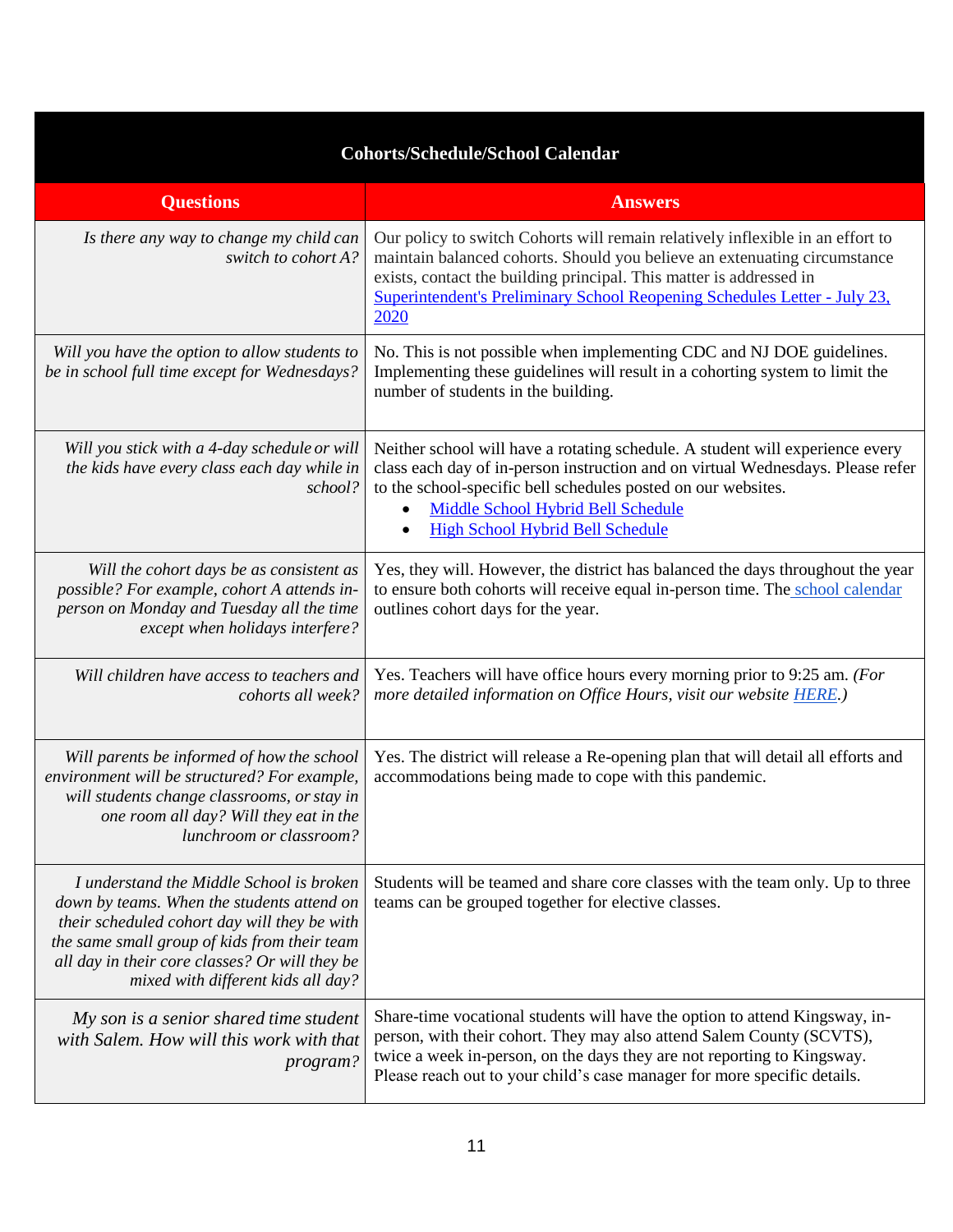## Cohorts/Schedule/School Calendar

| Questions | Answers |
|---|---|
| *Is there any way to change my child can switch to cohort A?* | Our policy to switch Cohorts will remain relatively inflexible in an effort to maintain balanced cohorts. Should you believe an extenuating circumstance exists, contact the building principal. This matter is addressed in Superintendent's Preliminary School Reopening Schedules Letter - July 23, 2020 |
| *Will you have the option to allow students to be in school full time except for Wednesdays?* | No. This is not possible when implementing CDC and NJ DOE guidelines. Implementing these guidelines will result in a cohorting system to limit the number of students in the building. |
| *Will you stick with a 4-day schedule or will the kids have every class each day while in school?* | Neither school will have a rotating schedule. A student will experience every class each day of in-person instruction and on virtual Wednesdays. Please refer to the school-specific bell schedules posted on our websites. <br>• Middle School Hybrid Bell Schedule <br>• High School Hybrid Bell Schedule |
| *Will the cohort days be as consistent as possible? For example, cohort A attends in-person on Monday and Tuesday all the time except when holidays interfere?* | Yes, they will. However, the district has balanced the days throughout the year to ensure both cohorts will receive equal in-person time. The school calendar outlines cohort days for the year. |
| *Will children have access to teachers and cohorts all week?* | Yes. Teachers will have office hours every morning prior to 9:25 am. *(For more detailed information on Office Hours, visit our website HERE.)* |
| *Will parents be informed of how the school environment will be structured? For example, will students change classrooms, or stay in one room all day? Will they eat in the lunchroom or classroom?* | Yes. The district will release a Re-opening plan that will detail all efforts and accommodations being made to cope with this pandemic. |
| *I understand the Middle School is broken down by teams. When the students attend on their scheduled cohort day will they be with the same small group of kids from their team all day in their core classes? Or will they be mixed with different kids all day?* | Students will be teamed and share core classes with the team only. Up to three teams can be grouped together for elective classes. |
| *My son is a senior shared time student with Salem. How will this work with that program?* | Share-time vocational students will have the option to attend Kingsway, in-person, with their cohort. They may also attend Salem County (SCVTS), twice a week in-person, on the days they are not reporting to Kingsway. Please reach out to your child's case manager for more specific details. |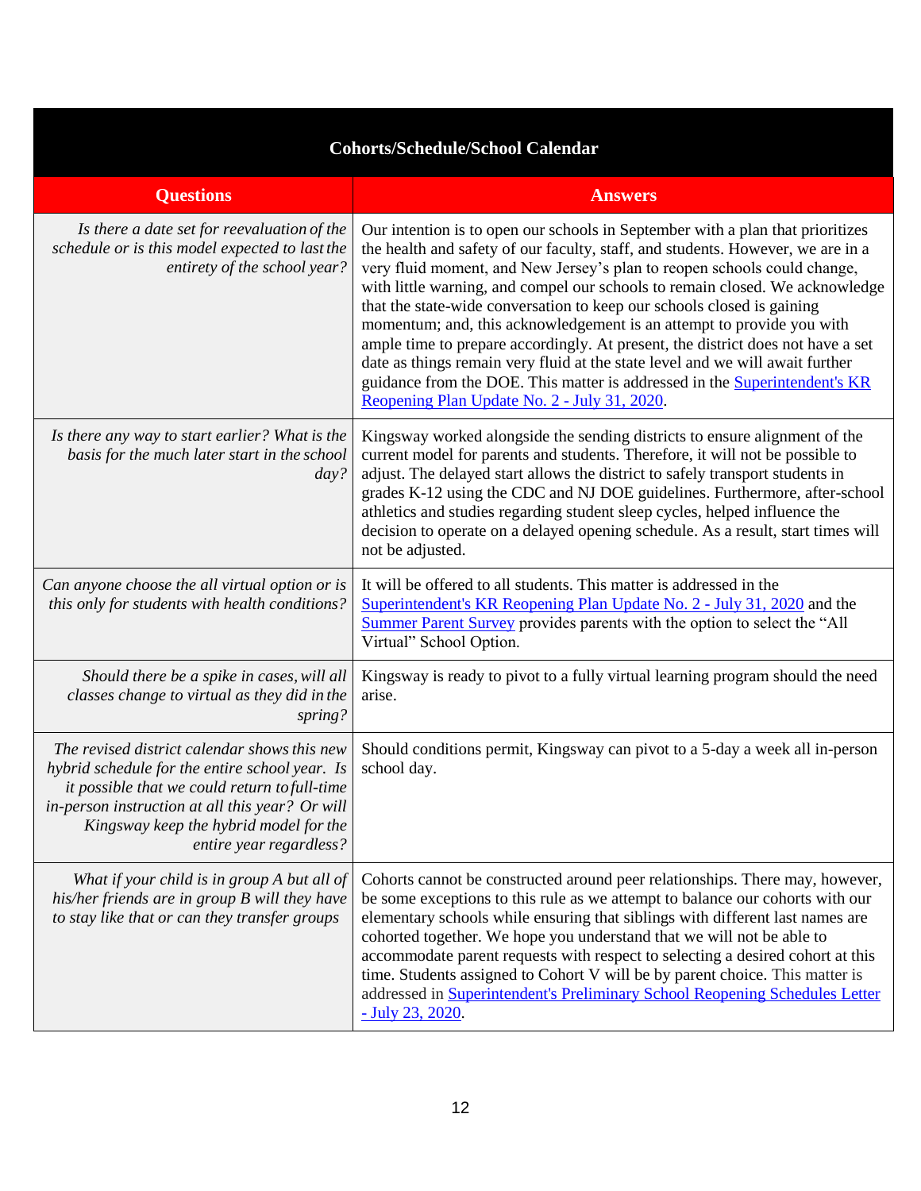| Cohorts/Schedule/School Calendar | |
|---|---|
| **Questions** | **Answers** |
| *Is there a date set for reevaluation of the schedule or is this model expected to last the entirety of the school year?* | Our intention is to open our schools in September with a plan that prioritizes the health and safety of our faculty, staff, and students. However, we are in a very fluid moment, and New Jersey's plan to reopen schools could change, with little warning, and compel our schools to remain closed. We acknowledge that the state-wide conversation to keep our schools closed is gaining momentum; and, this acknowledgement is an attempt to provide you with ample time to prepare accordingly. At present, the district does not have a set date as things remain very fluid at the state level and we will await further guidance from the DOE. This matter is addressed in the Superintendent's KR Reopening Plan Update No. 2 - July 31, 2020. |
| *Is there any way to start earlier? What is the basis for the much later start in the school day?* | Kingsway worked alongside the sending districts to ensure alignment of the current model for parents and students. Therefore, it will not be possible to adjust. The delayed start allows the district to safely transport students in grades K-12 using the CDC and NJ DOE guidelines. Furthermore, after-school athletics and studies regarding student sleep cycles, helped influence the decision to operate on a delayed opening schedule. As a result, start times will not be adjusted. |
| *Can anyone choose the all virtual option or is this only for students with health conditions?* | It will be offered to all students. This matter is addressed in the Superintendent's KR Reopening Plan Update No. 2 - July 31, 2020 and the Summer Parent Survey provides parents with the option to select the "All Virtual" School Option. |
| *Should there be a spike in cases, will all classes change to virtual as they did in the spring?* | Kingsway is ready to pivot to a fully virtual learning program should the need arise. |
| *The revised district calendar shows this new hybrid schedule for the entire school year. Is it possible that we could return to full-time in-person instruction at all this year? Or will Kingsway keep the hybrid model for the entire year regardless?* | Should conditions permit, Kingsway can pivot to a 5-day a week all in-person school day. |
| *What if your child is in group A but all of his/her friends are in group B will they have to stay like that or can they transfer groups* | Cohorts cannot be constructed around peer relationships. There may, however, be some exceptions to this rule as we attempt to balance our cohorts with our elementary schools while ensuring that siblings with different last names are cohorted together. We hope you understand that we will not be able to accommodate parent requests with respect to selecting a desired cohort at this time. Students assigned to Cohort V will be by parent choice. This matter is addressed in Superintendent's Preliminary School Reopening Schedules Letter - July 23, 2020. |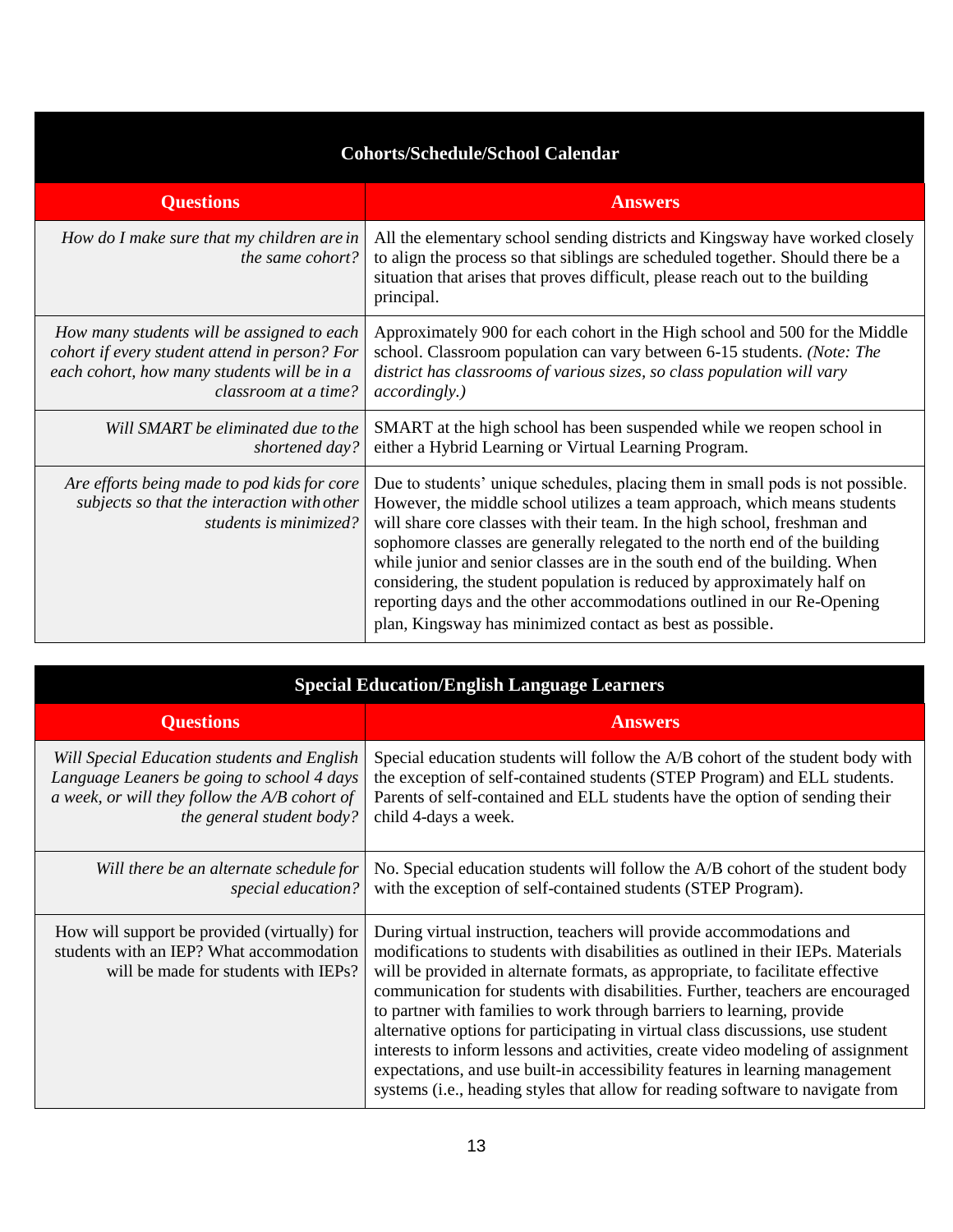## Cohorts/Schedule/School Calendar

| Questions | Answers |
|---|---|
| *How do I make sure that my children are in the same cohort?* | All the elementary school sending districts and Kingsway have worked closely to align the process so that siblings are scheduled together. Should there be a situation that arises that proves difficult, please reach out to the building principal. |
| *How many students will be assigned to each cohort if every student attend in person? For each cohort, how many students will be in a classroom at a time?* | Approximately 900 for each cohort in the High school and 500 for the Middle school. Classroom population can vary between 6-15 students. *(Note: The district has classrooms of various sizes, so class population will vary accordingly.)* |
| *Will SMART be eliminated due to the shortened day?* | SMART at the high school has been suspended while we reopen school in either a Hybrid Learning or Virtual Learning Program. |
| *Are efforts being made to pod kids for core subjects so that the interaction with other students is minimized?* | Due to students' unique schedules, placing them in small pods is not possible. However, the middle school utilizes a team approach, which means students will share core classes with their team. In the high school, freshman and sophomore classes are generally relegated to the north end of the building while junior and senior classes are in the south end of the building. When considering, the student population is reduced by approximately half on reporting days and the other accommodations outlined in our Re-Opening plan, Kingsway has minimized contact as best as possible. |

## Special Education/English Language Learners

| Questions | Answers |
|---|---|
| *Will Special Education students and English Language Leaners be going to school 4 days a week, or will they follow the A/B cohort of the general student body?* | Special education students will follow the A/B cohort of the student body with the exception of self-contained students (STEP Program) and ELL students. Parents of self-contained and ELL students have the option of sending their child 4-days a week. |
| *Will there be an alternate schedule for special education?* | No. Special education students will follow the A/B cohort of the student body with the exception of self-contained students (STEP Program). |
| How will support be provided (virtually) for students with an IEP? What accommodation will be made for students with IEPs? | During virtual instruction, teachers will provide accommodations and modifications to students with disabilities as outlined in their IEPs. Materials will be provided in alternate formats, as appropriate, to facilitate effective communication for students with disabilities. Further, teachers are encouraged to partner with families to work through barriers to learning, provide alternative options for participating in virtual class discussions, use student interests to inform lessons and activities, create video modeling of assignment expectations, and use built-in accessibility features in learning management systems (i.e., heading styles that allow for reading software to navigate from |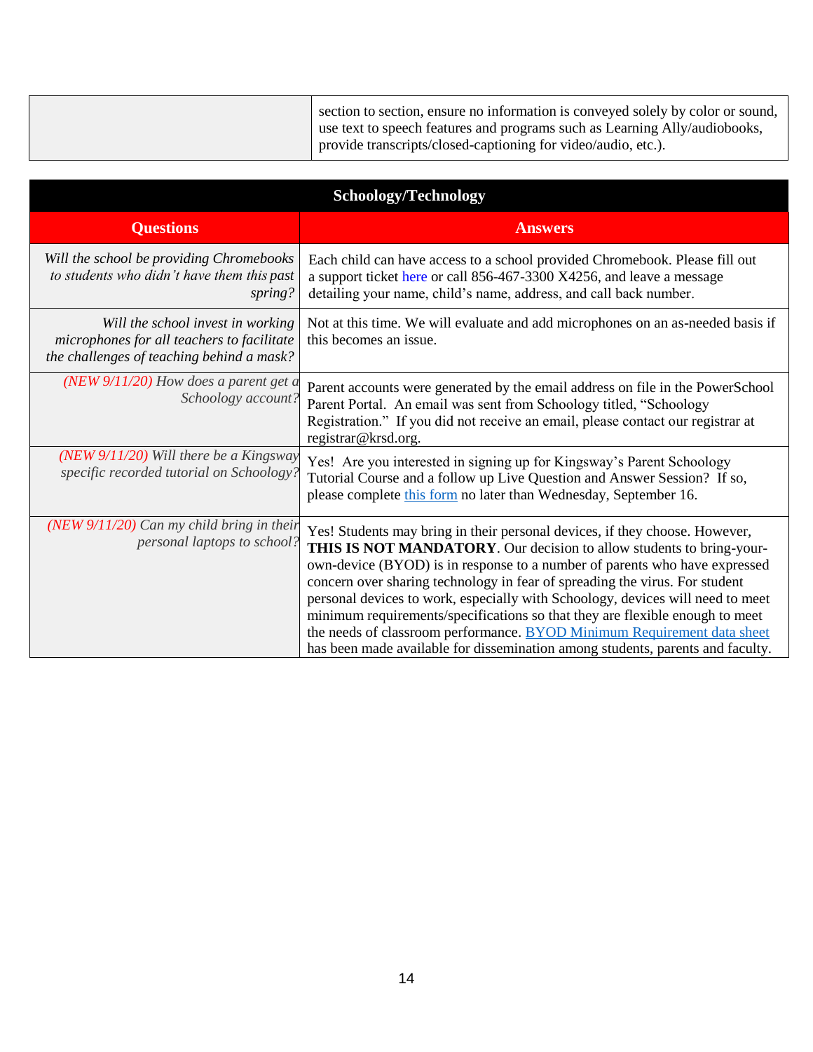| | |
|---|---|
| | section to section, ensure no information is conveyed solely by color or sound, use text to speech features and programs such as Learning Ally/audiobooks, provide transcripts/closed-captioning for video/audio, etc.). |

**Schoology/Technology**

| Questions | Answers |
|---|---|
| *Will the school be providing Chromebooks to students who didn't have them this past spring?* | Each child can have access to a school provided Chromebook. Please fill out a support ticket here or call 856-467-3300 X4256, and leave a message detailing your name, child's name, address, and call back number. |
| *Will the school invest in working microphones for all teachers to facilitate the challenges of teaching behind a mask?* | Not at this time. We will evaluate and add microphones on an as-needed basis if this becomes an issue. |
| *(NEW 9/11/20) How does a parent get a Schoology account?* | Parent accounts were generated by the email address on file in the PowerSchool Parent Portal. An email was sent from Schoology titled, "Schoology Registration." If you did not receive an email, please contact our registrar at registrar@krsd.org. |
| *(NEW 9/11/20) Will there be a Kingsway specific recorded tutorial on Schoology?* | Yes! Are you interested in signing up for Kingsway's Parent Schoology Tutorial Course and a follow up Live Question and Answer Session? If so, please complete this form no later than Wednesday, September 16. |
| *(NEW 9/11/20) Can my child bring in their personal laptops to school?* | Yes! Students may bring in their personal devices, if they choose. However, **THIS IS NOT MANDATORY**. Our decision to allow students to bring-your-own-device (BYOD) is in response to a number of parents who have expressed concern over sharing technology in fear of spreading the virus. For student personal devices to work, especially with Schoology, devices will need to meet minimum requirements/specifications so that they are flexible enough to meet the needs of classroom performance. BYOD Minimum Requirement data sheet has been made available for dissemination among students, parents and faculty. |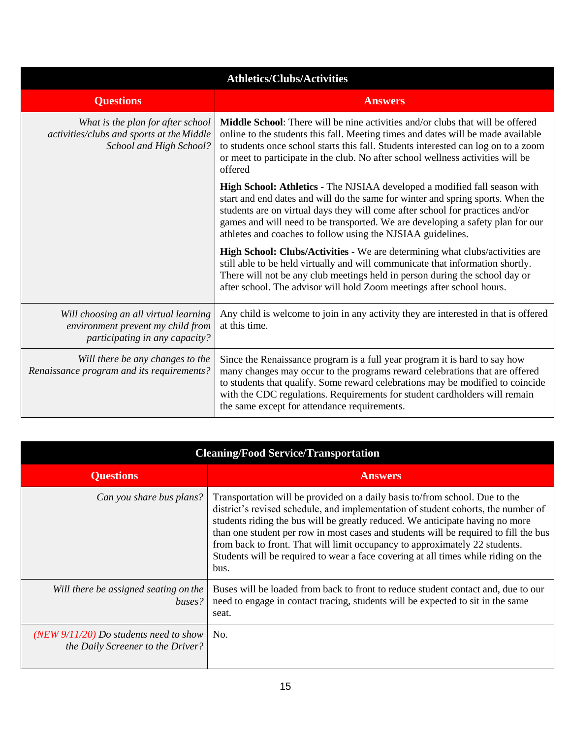| Athletics/Clubs/Activities | |
|---|---|
| **Questions** | **Answers** |
| *What is the plan for after school activities/clubs and sports at the Middle School and High School?* | **Middle School**: There will be nine activities and/or clubs that will be offered online to the students this fall. Meeting times and dates will be made available to students once school starts this fall. Students interested can log on to a zoom or meet to participate in the club. No after school wellness activities will be offered<br><br>**High School: Athletics** - The NJSIAA developed a modified fall season with start and end dates and will do the same for winter and spring sports. When the students are on virtual days they will come after school for practices and/or games and will need to be transported. We are developing a safety plan for our athletes and coaches to follow using the NJSIAA guidelines.<br><br>**High School: Clubs/Activities** - We are determining what clubs/activities are still able to be held virtually and will communicate that information shortly. There will not be any club meetings held in person during the school day or after school. The advisor will hold Zoom meetings after school hours. |
| *Will choosing an all virtual learning environment prevent my child from participating in any capacity?* | Any child is welcome to join in any activity they are interested in that is offered at this time. |
| *Will there be any changes to the Renaissance program and its requirements?* | Since the Renaissance program is a full year program it is hard to say how many changes may occur to the programs reward celebrations that are offered to students that qualify. Some reward celebrations may be modified to coincide with the CDC regulations. Requirements for student cardholders will remain the same except for attendance requirements. |

| Cleaning/Food Service/Transportation | |
|---|---|
| **Questions** | **Answers** |
| *Can you share bus plans?* | Transportation will be provided on a daily basis to/from school. Due to the district's revised schedule, and implementation of student cohorts, the number of students riding the bus will be greatly reduced. We anticipate having no more than one student per row in most cases and students will be required to fill the bus from back to front. That will limit occupancy to approximately 22 students. Students will be required to wear a face covering at all times while riding on the bus. |
| *Will there be assigned seating on the buses?* | Buses will be loaded from back to front to reduce student contact and, due to our need to engage in contact tracing, students will be expected to sit in the same seat. |
| *(NEW 9/11/20) Do students need to show the Daily Screener to the Driver?* | No. |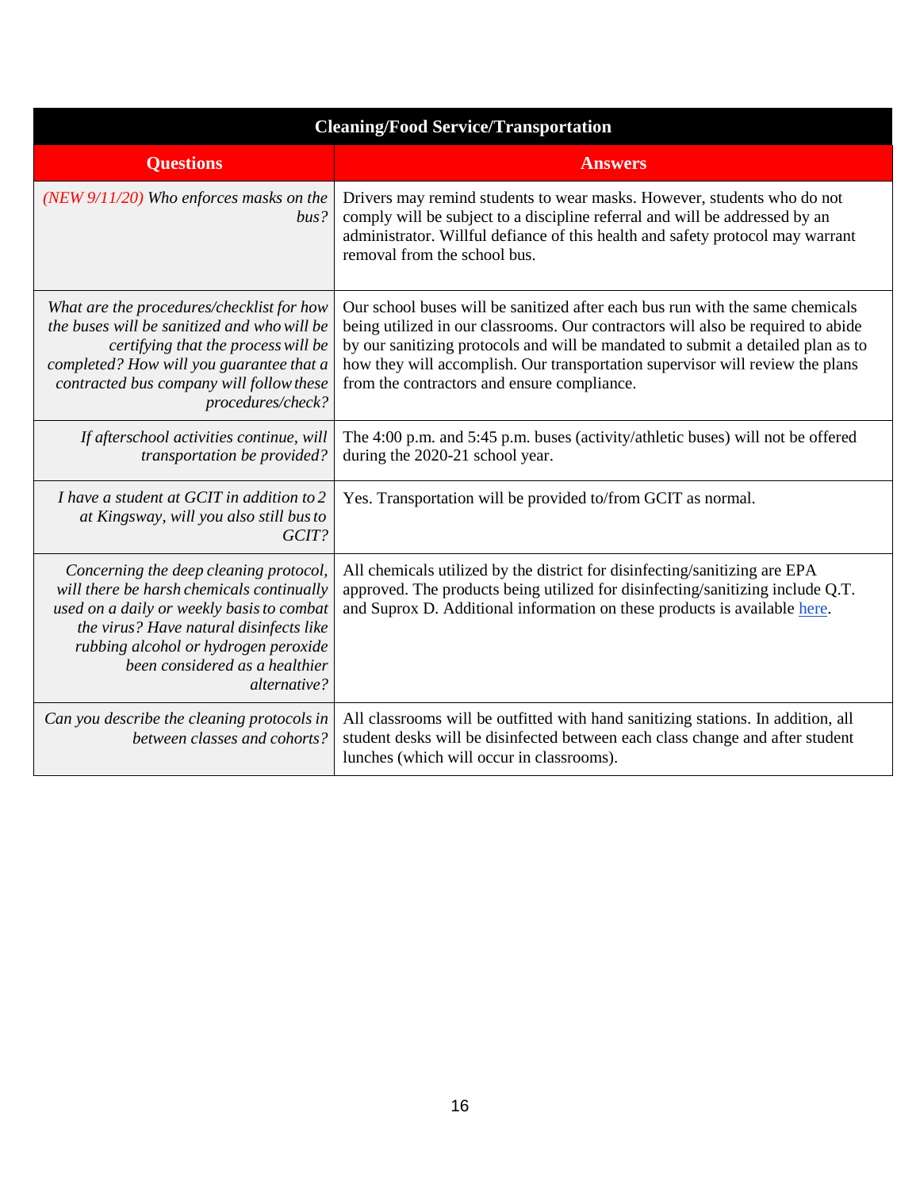| Cleaning/Food Service/Transportation | |
|---|---|
| **Questions** | **Answers** |
| *(NEW 9/11/20) Who enforces masks on the bus?* | Drivers may remind students to wear masks. However, students who do not comply will be subject to a discipline referral and will be addressed by an administrator. Willful defiance of this health and safety protocol may warrant removal from the school bus. |
| *What are the procedures/checklist for how the buses will be sanitized and who will be certifying that the process will be completed? How will you guarantee that a contracted bus company will follow these procedures/check?* | Our school buses will be sanitized after each bus run with the same chemicals being utilized in our classrooms. Our contractors will also be required to abide by our sanitizing protocols and will be mandated to submit a detailed plan as to how they will accomplish. Our transportation supervisor will review the plans from the contractors and ensure compliance. |
| *If afterschool activities continue, will transportation be provided?* | The 4:00 p.m. and 5:45 p.m. buses (activity/athletic buses) will not be offered during the 2020-21 school year. |
| *I have a student at GCIT in addition to 2 at Kingsway, will you also still bus to GCIT?* | Yes. Transportation will be provided to/from GCIT as normal. |
| *Concerning the deep cleaning protocol, will there be harsh chemicals continually used on a daily or weekly basis to combat the virus? Have natural disinfects like rubbing alcohol or hydrogen peroxide been considered as a healthier alternative?* | All chemicals utilized by the district for disinfecting/sanitizing are EPA approved. The products being utilized for disinfecting/sanitizing include Q.T. and Suprox D. Additional information on these products is available here. |
| *Can you describe the cleaning protocols in between classes and cohorts?* | All classrooms will be outfitted with hand sanitizing stations. In addition, all student desks will be disinfected between each class change and after student lunches (which will occur in classrooms). |